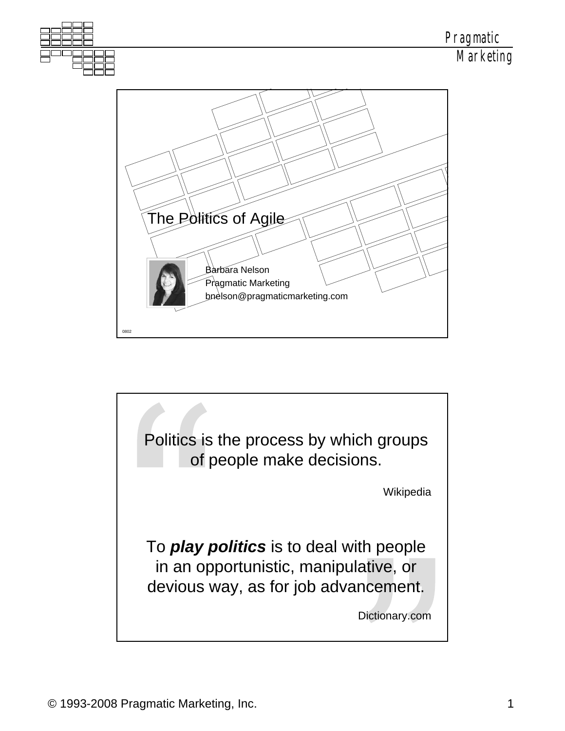# The Politics of Agile

Barbara Nelson
Pragmatic Marketing
bnelson@pragmaticmarketing.com

0802

Politics is the process by which groups of people make decisions.

Wikipedia

To ***play politics*** is to deal with people in an opportunistic, manipulative, or devious way, as for job advancement.

Dictionary.com

© 1993-2008 Pragmatic Marketing, Inc.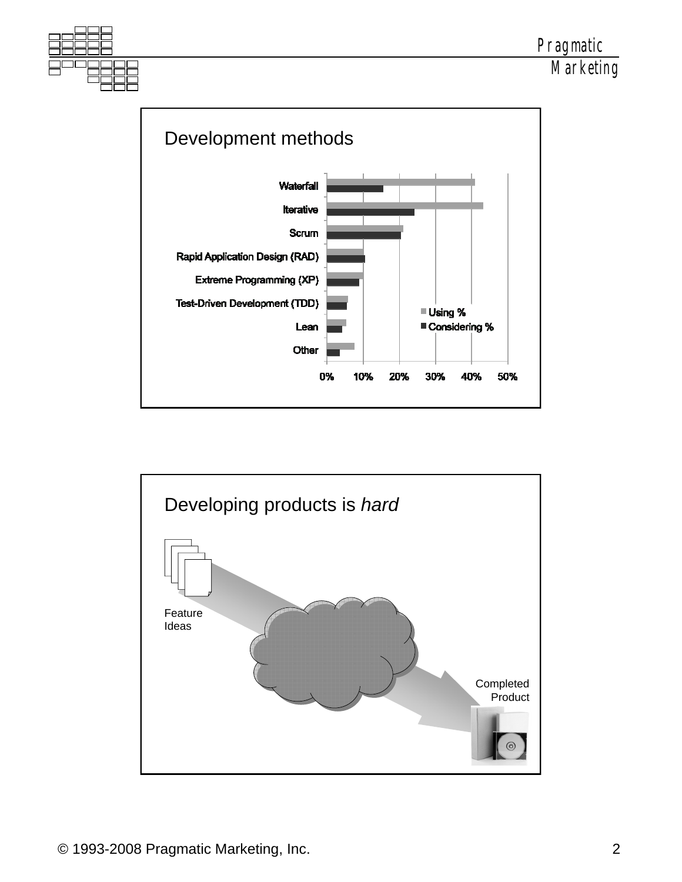## Development methods

Waterfall
Iterative
Scrum
Rapid Application Design (RAD)
Extreme Programming (XP)
Test-Driven Development (TDD)
Lean
Other

0% 10% 20% 30% 40% 50%

Using %
Considering %

## Developing products is *hard*

Feature Ideas

Completed Product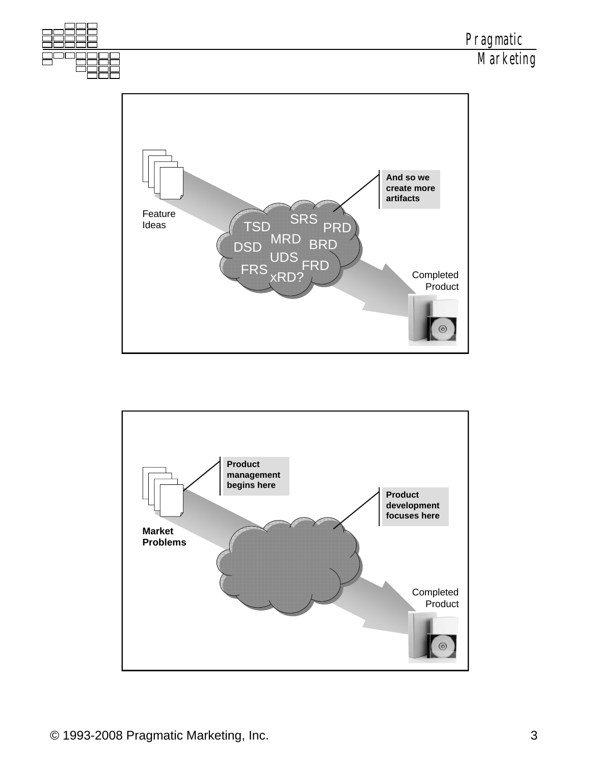Feature Ideas

SRS
TSD
PRD
MRD
DSD
BRD
UDS
FRD
FRS
xRD?

**And so we create more artifacts**

Completed Product

**Product management begins here**

**Product development focuses here**

**Market Problems**

Completed Product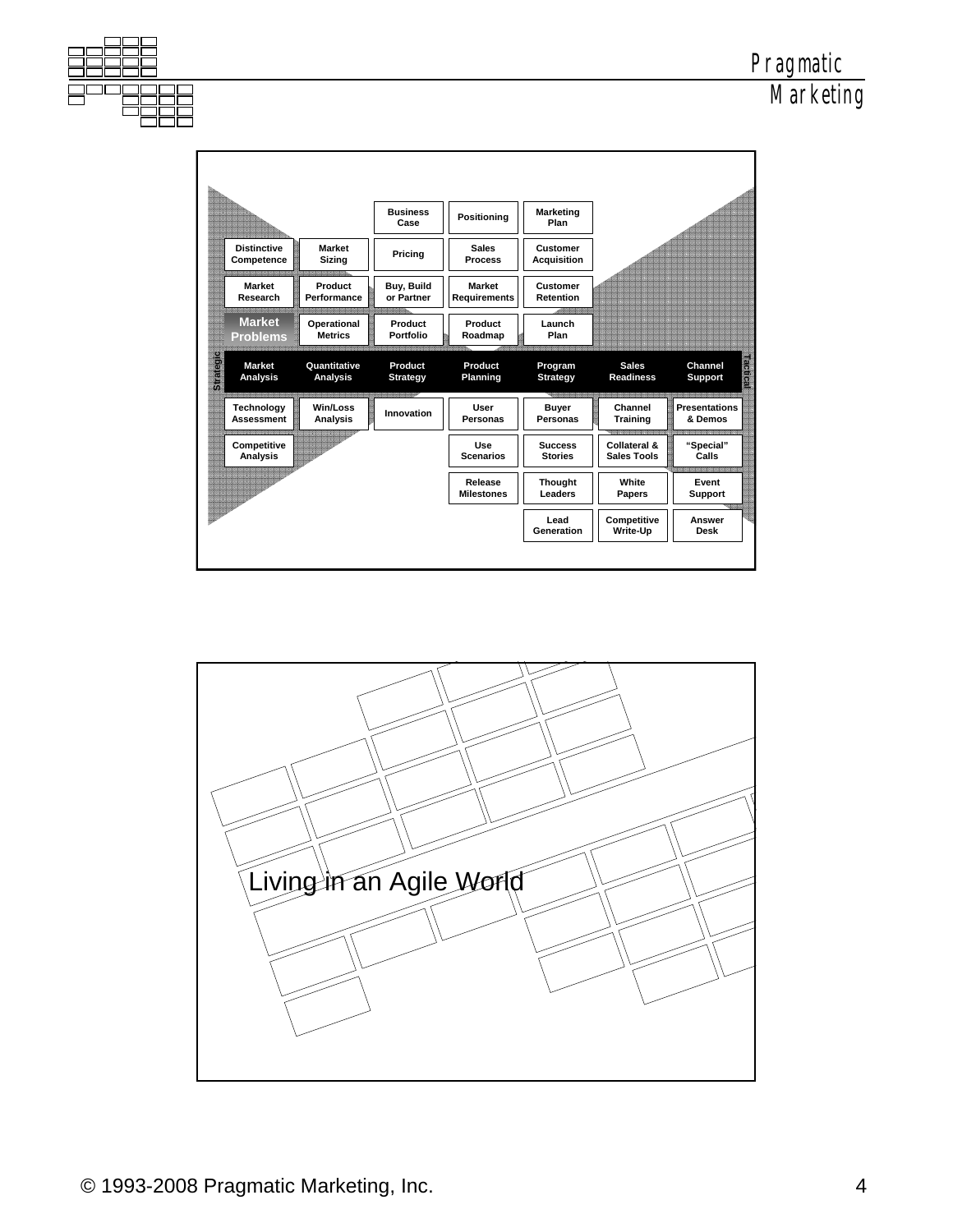| | | | | | | |
|---|---|---|---|---|---|---|
| | | Business Case | Positioning | Marketing Plan | | |
| Distinctive Competence | Market Sizing | Pricing | Sales Process | Customer Acquisition | | |
| Market Research | Product Performance | Buy, Build or Partner | Market Requirements | Customer Retention | | |
| Market Problems | Operational Metrics | Product Portfolio | Product Roadmap | Launch Plan | | |
| **Market Analysis** | **Quantitative Analysis** | **Product Strategy** | **Product Planning** | **Program Strategy** | **Sales Readiness** | **Channel Support** |
| Technology Assessment | Win/Loss Analysis | Innovation | User Personas | Buyer Personas | Channel Training | Presentations & Demos |
| Competitive Analysis | | | Use Scenarios | Success Stories | Collateral & Sales Tools | "Special" Calls |
| | | | Release Milestones | Thought Leaders | White Papers | Event Support |
| | | | | Lead Generation | Competitive Write-Up | Answer Desk |

Strategic

Tactical

Living in an Agile World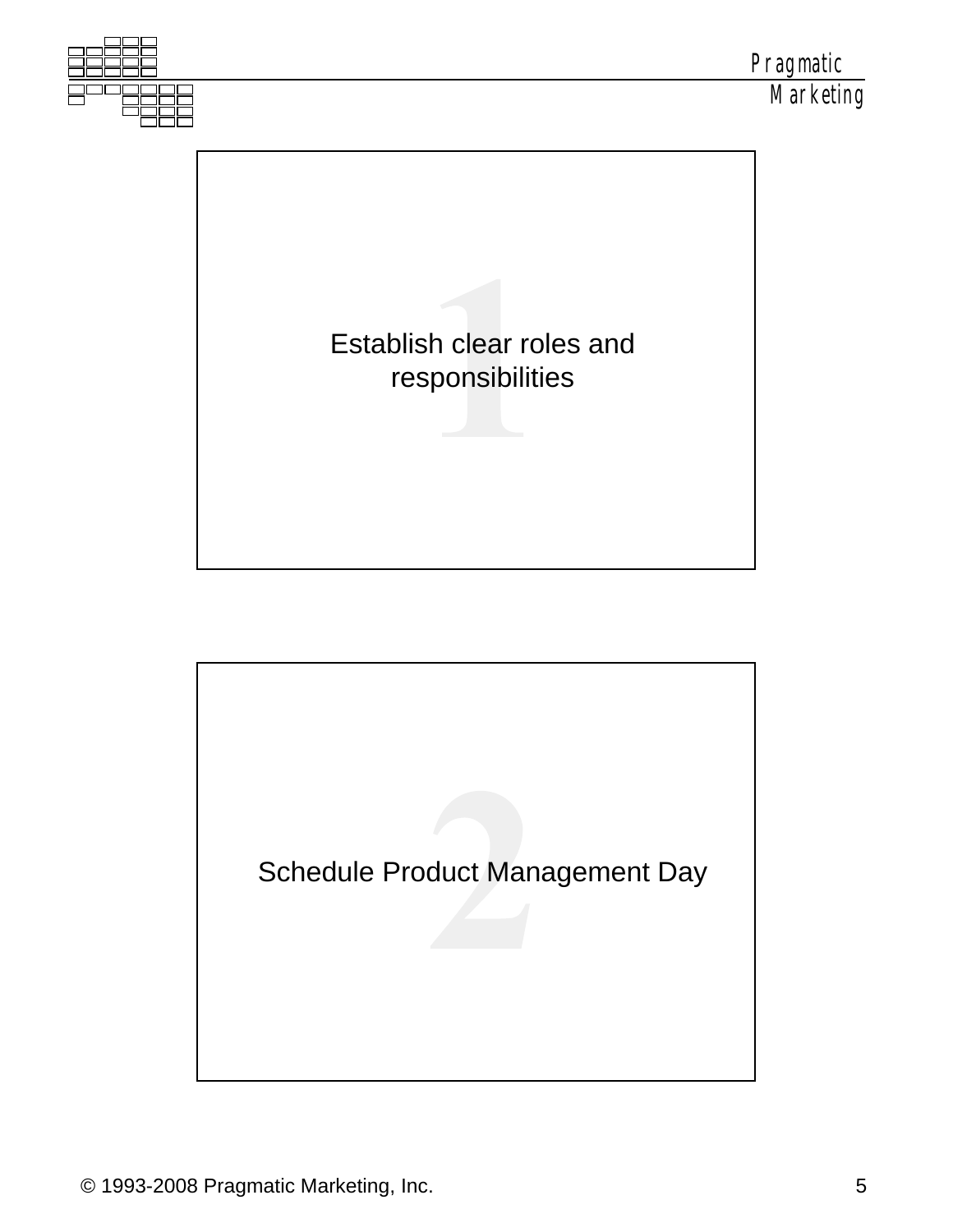1

Establish clear roles and responsibilities

2

Schedule Product Management Day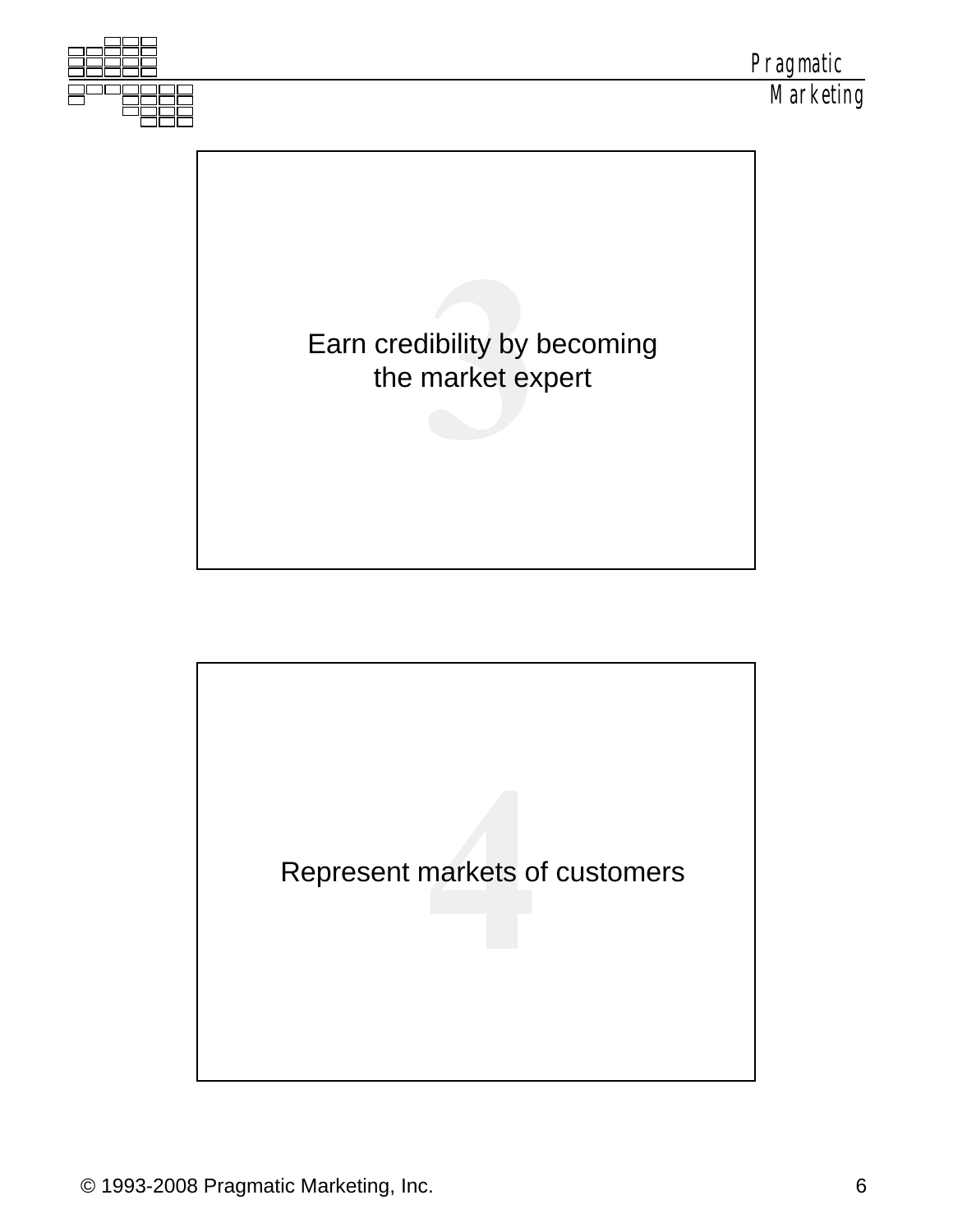3

Earn credibility by becoming the market expert

4

Represent markets of customers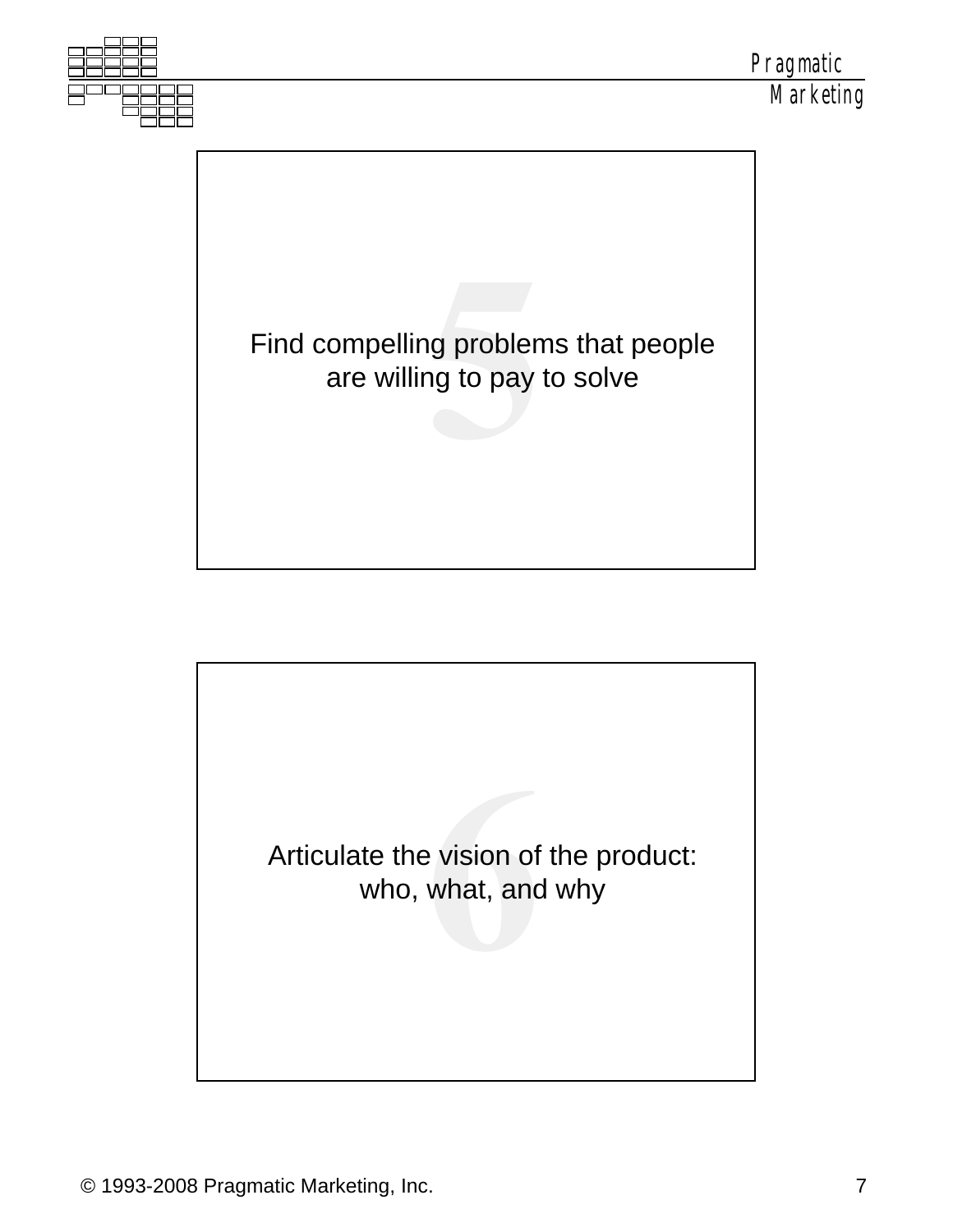5

Find compelling problems that people are willing to pay to solve

6

Articulate the vision of the product: who, what, and why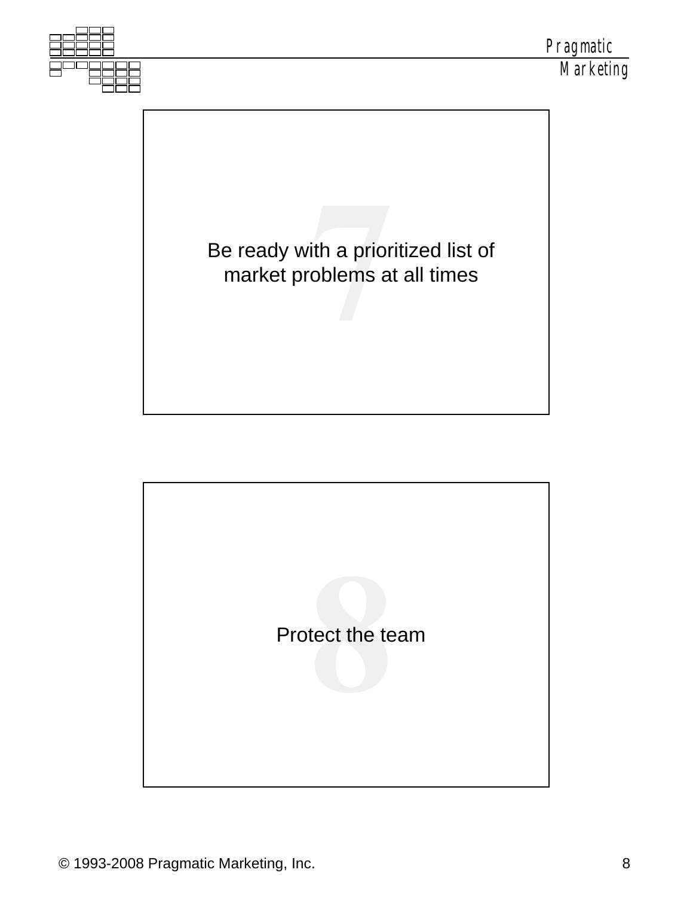7

Be ready with a prioritized list of market problems at all times

8

Protect the team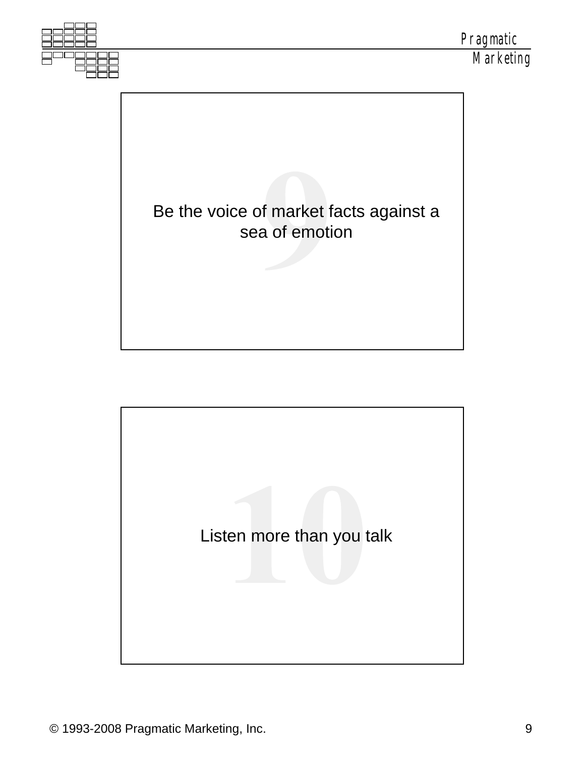9

Be the voice of market facts against a sea of emotion

10

Listen more than you talk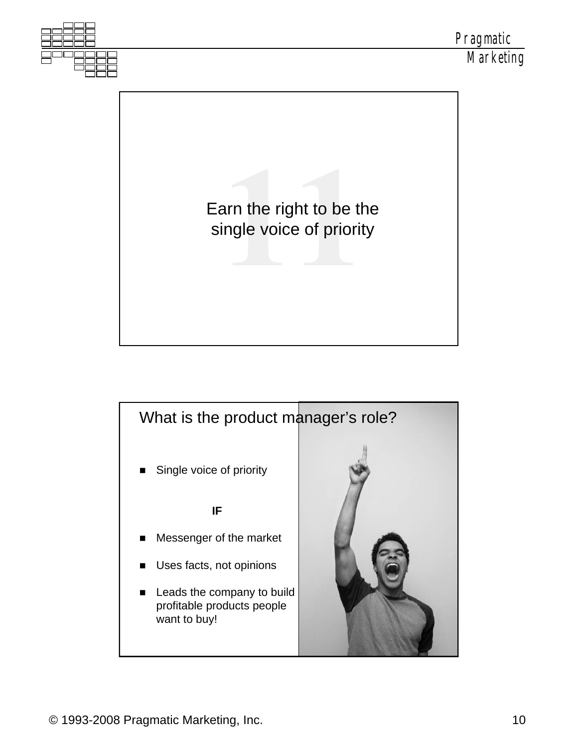Earn the right to be the single voice of priority

## What is the product manager's role?

- Single voice of priority

**IF**

- Messenger of the market
- Uses facts, not opinions
- Leads the company to build profitable products people want to buy!

© 1993-2008 Pragmatic Marketing, Inc.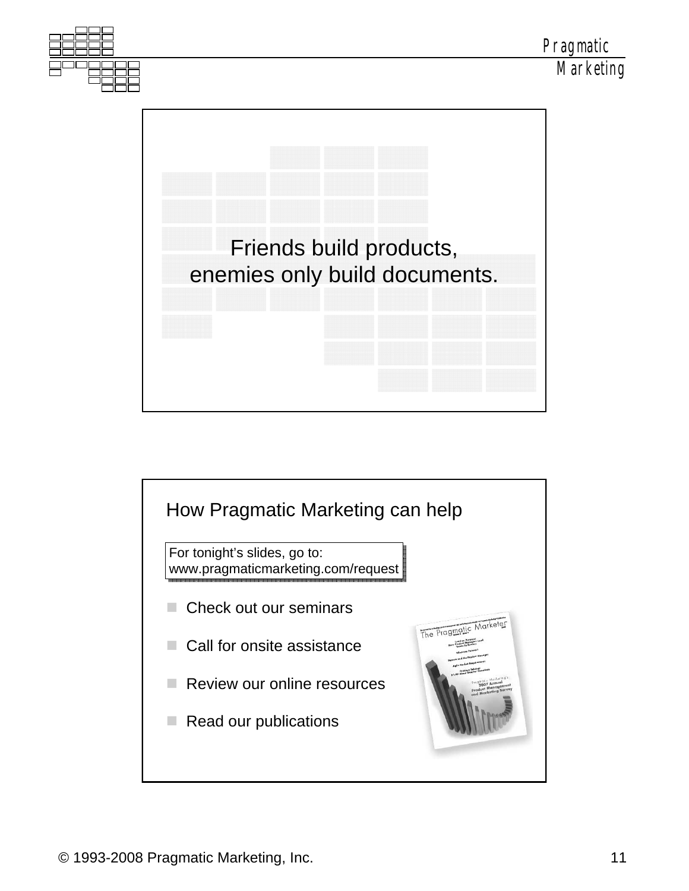Friends build products,
enemies only build documents.

## How Pragmatic Marketing can help

For tonight's slides, go to:
www.pragmaticmarketing.com/request

- Check out our seminars
- Call for onsite assistance
- Review our online resources
- Read our publications

© 1993-2008 Pragmatic Marketing, Inc.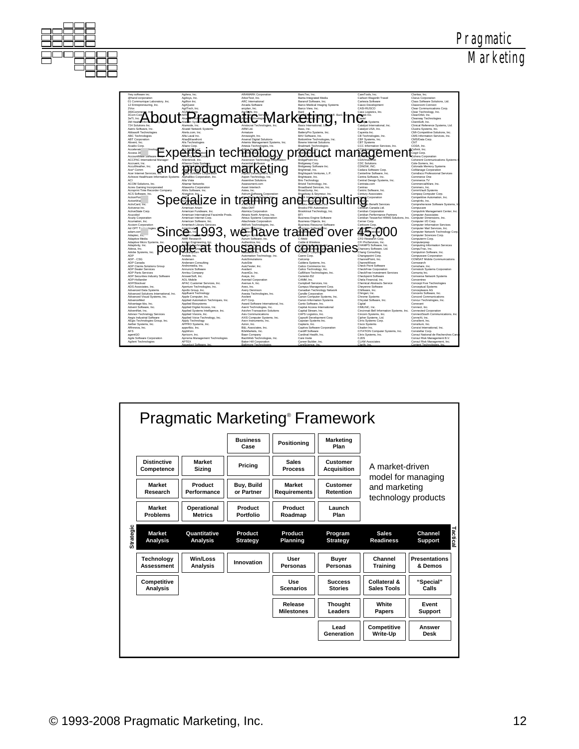## About Pragmatic Marketing, Inc.

- Experts in technology product management and product marketing
- Specialize in training and consulting
- Since 1993, we have trained over 45,000 people at thousands of companies

## Pragmatic Marketing® Framework

A market-driven model for managing and marketing technology products

Strategic

| | | | | | | |
|---|---|---|---|---|---|---|
| | | Business Case | Positioning | Marketing Plan | | |
| Distinctive Competence | Market Sizing | Pricing | Sales Process | Customer Acquisition | | |
| Market Research | Product Performance | Buy, Build or Partner | Market Requirements | Customer Retention | | |
| Market Problems | Operational Metrics | Product Portfolio | Product Roadmap | Launch Plan | | |
| **Market Analysis** | **Quantitative Analysis** | **Product Strategy** | **Product Planning** | **Program Strategy** | **Sales Readiness** | **Channel Support** |
| Technology Assessment | Win/Loss Analysis | Innovation | User Personas | Buyer Personas | Channel Training | Presentations & Demos |
| Competitive Analysis | | | Use Scenarios | Success Stories | Collateral & Sales Tools | "Special" Calls |
| | | | Release Milestones | Thought Leaders | White Papers | Event Support |
| | | | | Lead Generation | Competitive Write-Up | Answer Desk |

Tactical

© 1993-2008 Pragmatic Marketing, Inc.